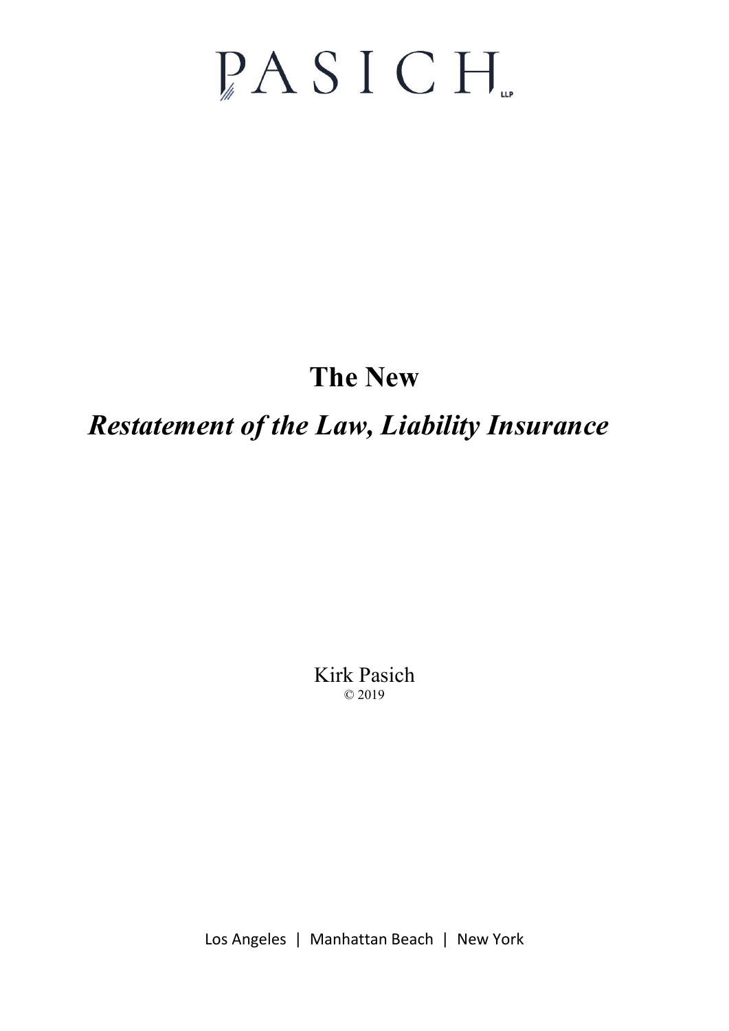PASICH LLP

# The New

# *Restatement of the Law, Liability Insurance*

Kirk Pasich
© 2019

Los Angeles | Manhattan Beach | New York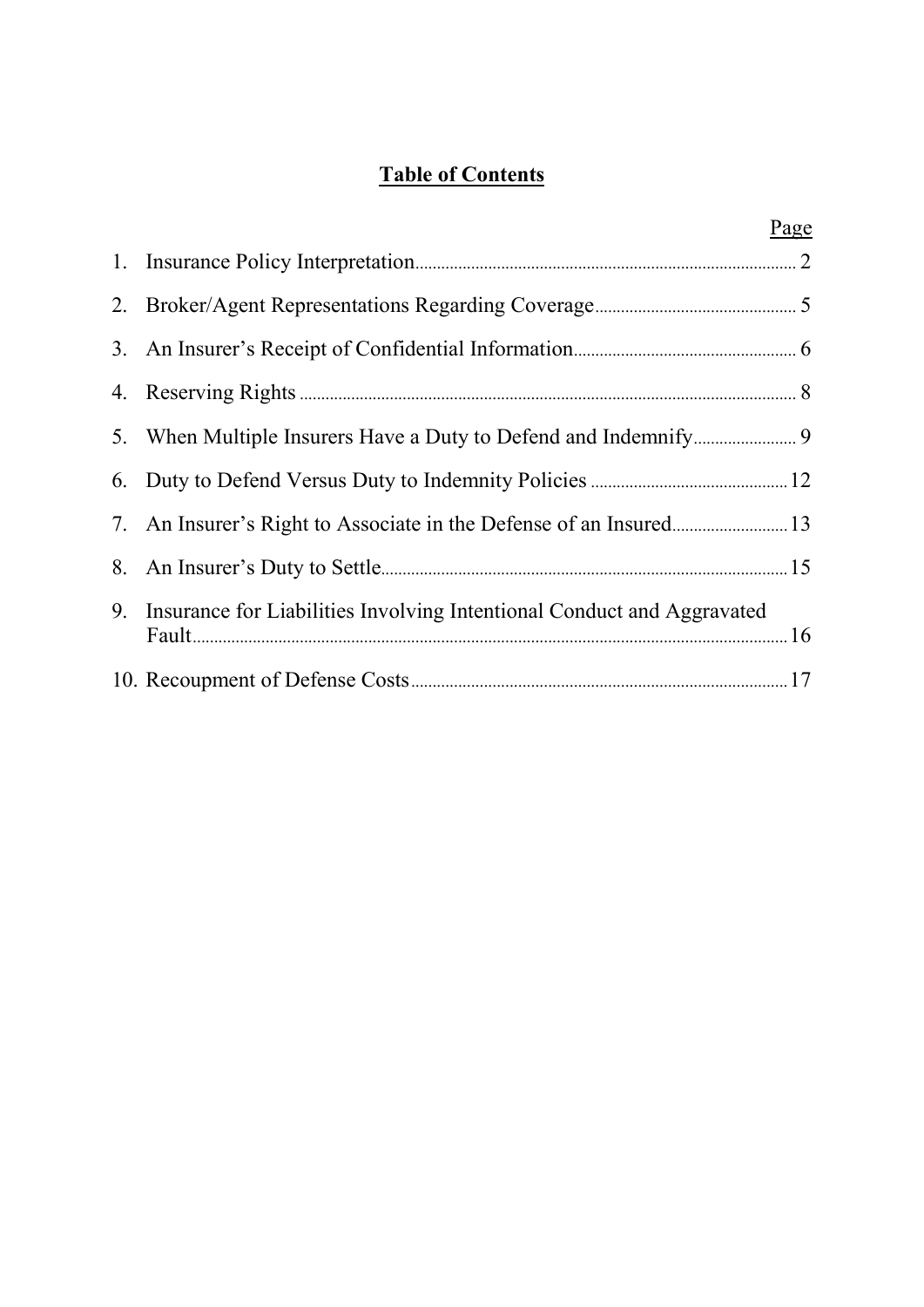# Table of Contents

| | Page |
|---|---|
| 1. Insurance Policy Interpretation | 2 |
| 2. Broker/Agent Representations Regarding Coverage | 5 |
| 3. An Insurer's Receipt of Confidential Information | 6 |
| 4. Reserving Rights | 8 |
| 5. When Multiple Insurers Have a Duty to Defend and Indemnify | 9 |
| 6. Duty to Defend Versus Duty to Indemnity Policies | 12 |
| 7. An Insurer's Right to Associate in the Defense of an Insured | 13 |
| 8. An Insurer's Duty to Settle | 15 |
| 9. Insurance for Liabilities Involving Intentional Conduct and Aggravated Fault | 16 |
| 10. Recoupment of Defense Costs | 17 |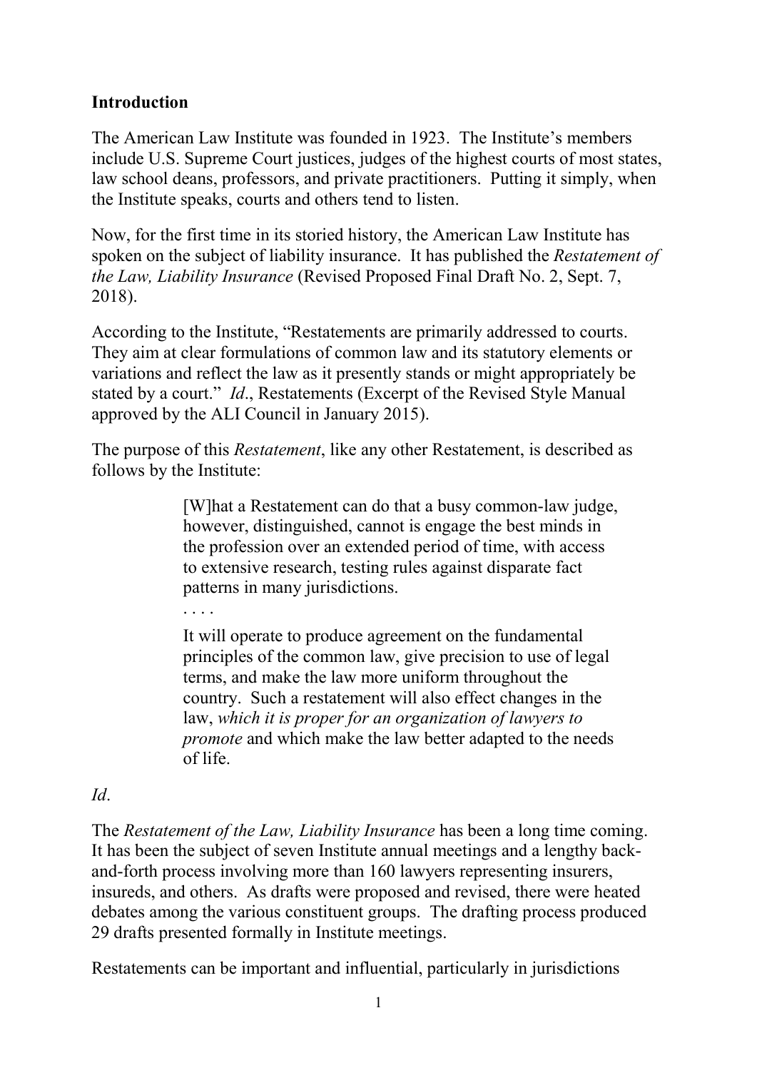## Introduction

The American Law Institute was founded in 1923. The Institute's members include U.S. Supreme Court justices, judges of the highest courts of most states, law school deans, professors, and private practitioners. Putting it simply, when the Institute speaks, courts and others tend to listen.

Now, for the first time in its storied history, the American Law Institute has spoken on the subject of liability insurance. It has published the *Restatement of the Law, Liability Insurance* (Revised Proposed Final Draft No. 2, Sept. 7, 2018).

According to the Institute, "Restatements are primarily addressed to courts. They aim at clear formulations of common law and its statutory elements or variations and reflect the law as it presently stands or might appropriately be stated by a court." *Id*., Restatements (Excerpt of the Revised Style Manual approved by the ALI Council in January 2015).

The purpose of this *Restatement*, like any other Restatement, is described as follows by the Institute:

> [W]hat a Restatement can do that a busy common-law judge, however, distinguished, cannot is engage the best minds in the profession over an extended period of time, with access to extensive research, testing rules against disparate fact patterns in many jurisdictions.
>
> . . . .
>
> It will operate to produce agreement on the fundamental principles of the common law, give precision to use of legal terms, and make the law more uniform throughout the country. Such a restatement will also effect changes in the law, *which it is proper for an organization of lawyers to promote* and which make the law better adapted to the needs of life.

*Id*.

The *Restatement of the Law, Liability Insurance* has been a long time coming. It has been the subject of seven Institute annual meetings and a lengthy back-and-forth process involving more than 160 lawyers representing insurers, insureds, and others. As drafts were proposed and revised, there were heated debates among the various constituent groups. The drafting process produced 29 drafts presented formally in Institute meetings.

Restatements can be important and influential, particularly in jurisdictions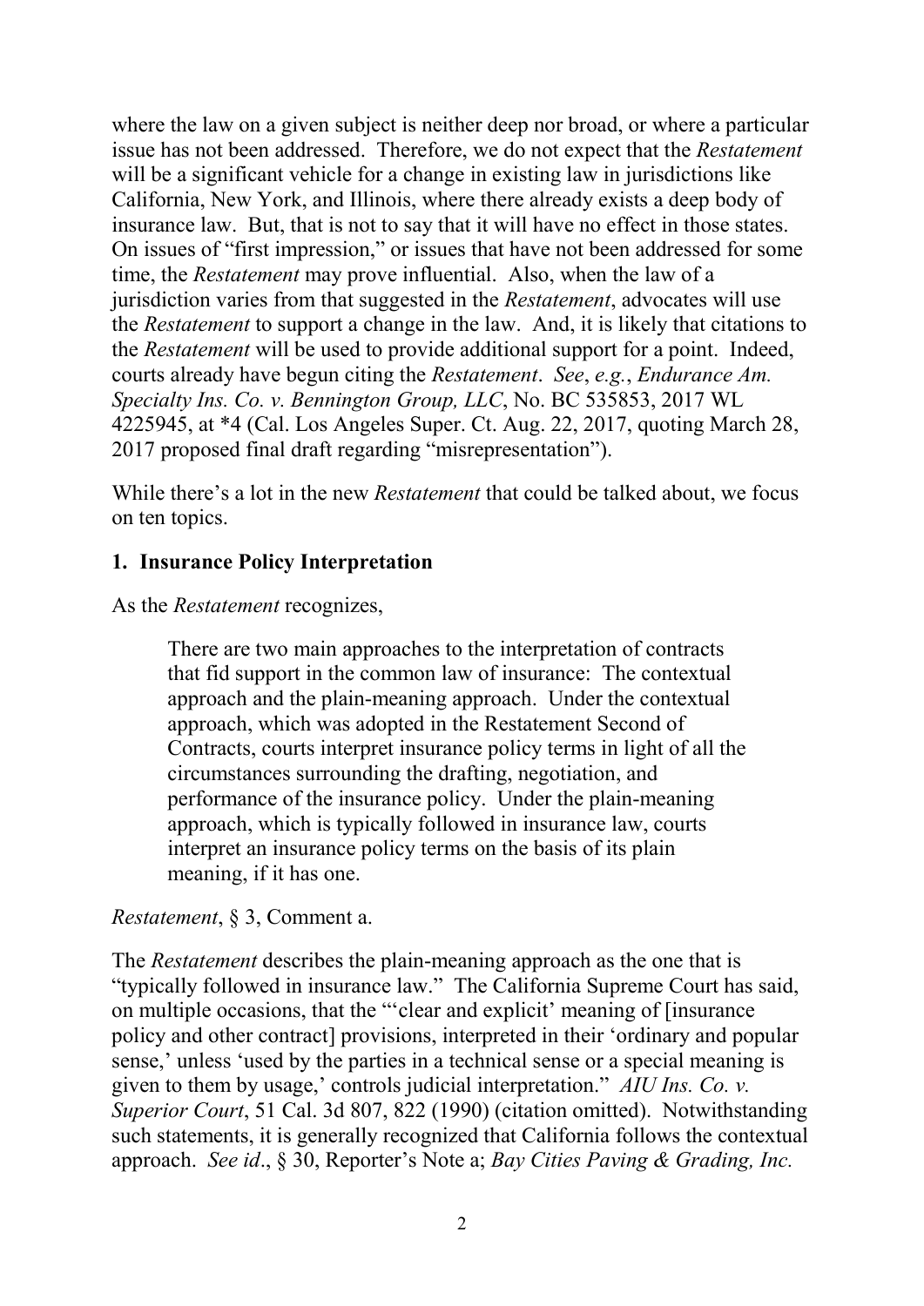where the law on a given subject is neither deep nor broad, or where a particular issue has not been addressed. Therefore, we do not expect that the *Restatement* will be a significant vehicle for a change in existing law in jurisdictions like California, New York, and Illinois, where there already exists a deep body of insurance law. But, that is not to say that it will have no effect in those states. On issues of "first impression," or issues that have not been addressed for some time, the *Restatement* may prove influential. Also, when the law of a jurisdiction varies from that suggested in the *Restatement*, advocates will use the *Restatement* to support a change in the law. And, it is likely that citations to the *Restatement* will be used to provide additional support for a point. Indeed, courts already have begun citing the *Restatement*. *See*, *e.g.*, *Endurance Am. Specialty Ins. Co. v. Bennington Group, LLC*, No. BC 535853, 2017 WL 4225945, at *4 (Cal. Los Angeles Super. Ct. Aug. 22, 2017, quoting March 28, 2017 proposed final draft regarding "misrepresentation").

While there's a lot in the new *Restatement* that could be talked about, we focus on ten topics.

**1. Insurance Policy Interpretation**

As the *Restatement* recognizes,

> There are two main approaches to the interpretation of contracts that fid support in the common law of insurance: The contextual approach and the plain-meaning approach. Under the contextual approach, which was adopted in the Restatement Second of Contracts, courts interpret insurance policy terms in light of all the circumstances surrounding the drafting, negotiation, and performance of the insurance policy. Under the plain-meaning approach, which is typically followed in insurance law, courts interpret an insurance policy terms on the basis of its plain meaning, if it has one.

*Restatement*, § 3, Comment a.

The *Restatement* describes the plain-meaning approach as the one that is "typically followed in insurance law." The California Supreme Court has said, on multiple occasions, that the "'clear and explicit' meaning of [insurance policy and other contract] provisions, interpreted in their 'ordinary and popular sense,' unless 'used by the parties in a technical sense or a special meaning is given to them by usage,' controls judicial interpretation." *AIU Ins. Co. v. Superior Court*, 51 Cal. 3d 807, 822 (1990) (citation omitted). Notwithstanding such statements, it is generally recognized that California follows the contextual approach. *See id*., § 30, Reporter's Note a; *Bay Cities Paving & Grading, Inc.*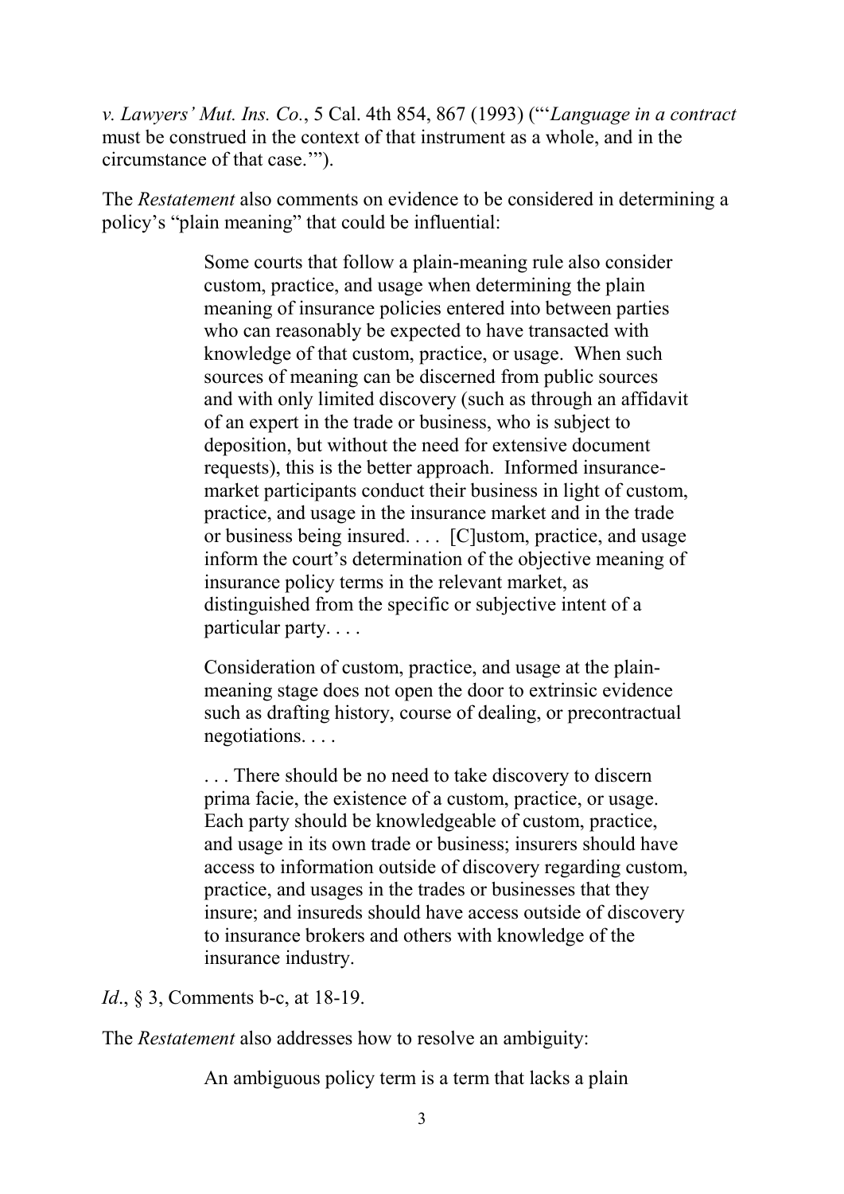*v. Lawyers' Mut. Ins. Co.*, 5 Cal. 4th 854, 867 (1993) ("'*Language in a contract* must be construed in the context of that instrument as a whole, and in the circumstance of that case.'").

The *Restatement* also comments on evidence to be considered in determining a policy's "plain meaning" that could be influential:

> Some courts that follow a plain-meaning rule also consider custom, practice, and usage when determining the plain meaning of insurance policies entered into between parties who can reasonably be expected to have transacted with knowledge of that custom, practice, or usage. When such sources of meaning can be discerned from public sources and with only limited discovery (such as through an affidavit of an expert in the trade or business, who is subject to deposition, but without the need for extensive document requests), this is the better approach. Informed insurance-market participants conduct their business in light of custom, practice, and usage in the insurance market and in the trade or business being insured. . . . [C]ustom, practice, and usage inform the court's determination of the objective meaning of insurance policy terms in the relevant market, as distinguished from the specific or subjective intent of a particular party. . . .
>
> Consideration of custom, practice, and usage at the plain-meaning stage does not open the door to extrinsic evidence such as drafting history, course of dealing, or precontractual negotiations. . . .
>
> . . . There should be no need to take discovery to discern prima facie, the existence of a custom, practice, or usage. Each party should be knowledgeable of custom, practice, and usage in its own trade or business; insurers should have access to information outside of discovery regarding custom, practice, and usages in the trades or businesses that they insure; and insureds should have access outside of discovery to insurance brokers and others with knowledge of the insurance industry.

*Id*., § 3, Comments b-c, at 18-19.

The *Restatement* also addresses how to resolve an ambiguity:

> An ambiguous policy term is a term that lacks a plain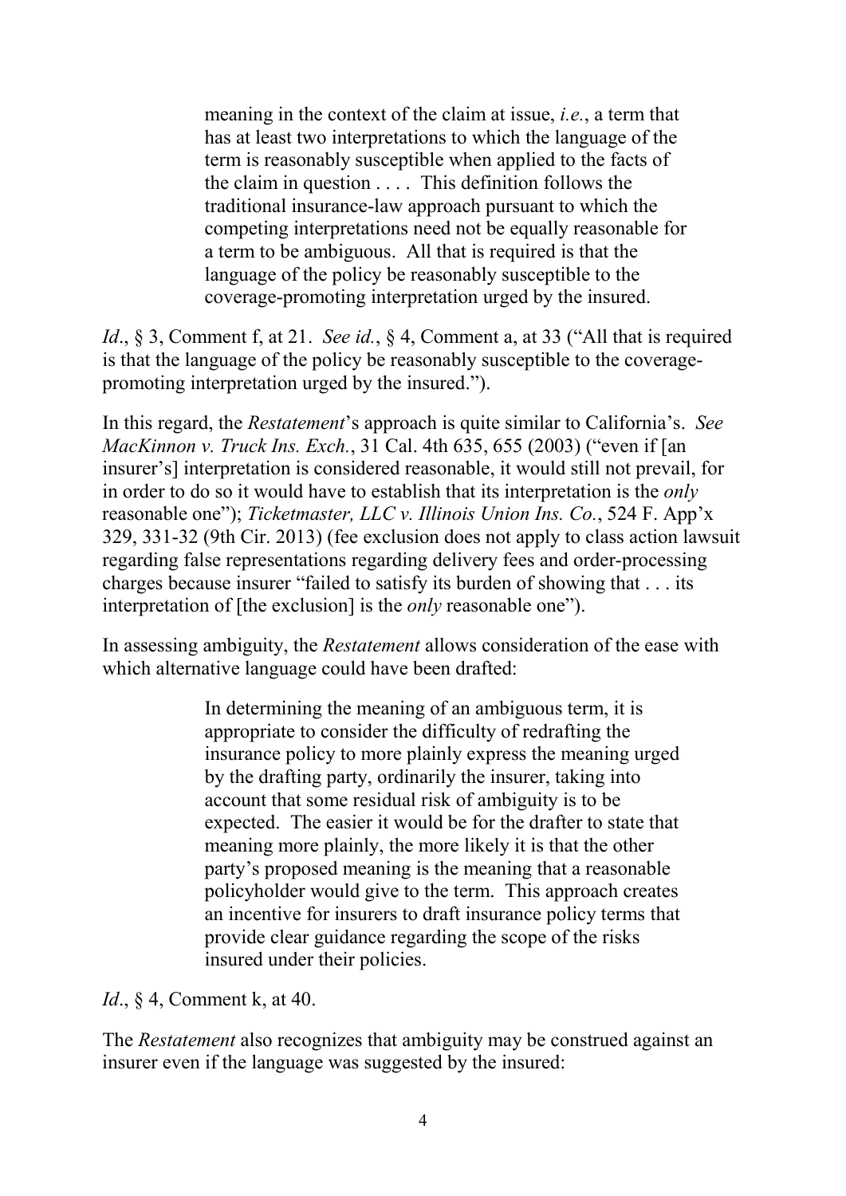> meaning in the context of the claim at issue, *i.e.*, a term that has at least two interpretations to which the language of the term is reasonably susceptible when applied to the facts of the claim in question . . . . This definition follows the traditional insurance-law approach pursuant to which the competing interpretations need not be equally reasonable for a term to be ambiguous. All that is required is that the language of the policy be reasonably susceptible to the coverage-promoting interpretation urged by the insured.

*Id*., § 3, Comment f, at 21. *See id.*, § 4, Comment a, at 33 ("All that is required is that the language of the policy be reasonably susceptible to the coverage-promoting interpretation urged by the insured.").

In this regard, the *Restatement*'s approach is quite similar to California's. *See MacKinnon v. Truck Ins. Exch.*, 31 Cal. 4th 635, 655 (2003) ("even if [an insurer's] interpretation is considered reasonable, it would still not prevail, for in order to do so it would have to establish that its interpretation is the *only* reasonable one"); *Ticketmaster, LLC v. Illinois Union Ins. Co.*, 524 F. App'x 329, 331-32 (9th Cir. 2013) (fee exclusion does not apply to class action lawsuit regarding false representations regarding delivery fees and order-processing charges because insurer "failed to satisfy its burden of showing that . . . its interpretation of [the exclusion] is the *only* reasonable one").

In assessing ambiguity, the *Restatement* allows consideration of the ease with which alternative language could have been drafted:

> In determining the meaning of an ambiguous term, it is appropriate to consider the difficulty of redrafting the insurance policy to more plainly express the meaning urged by the drafting party, ordinarily the insurer, taking into account that some residual risk of ambiguity is to be expected. The easier it would be for the drafter to state that meaning more plainly, the more likely it is that the other party's proposed meaning is the meaning that a reasonable policyholder would give to the term. This approach creates an incentive for insurers to draft insurance policy terms that provide clear guidance regarding the scope of the risks insured under their policies.

*Id*., § 4, Comment k, at 40.

The *Restatement* also recognizes that ambiguity may be construed against an insurer even if the language was suggested by the insured: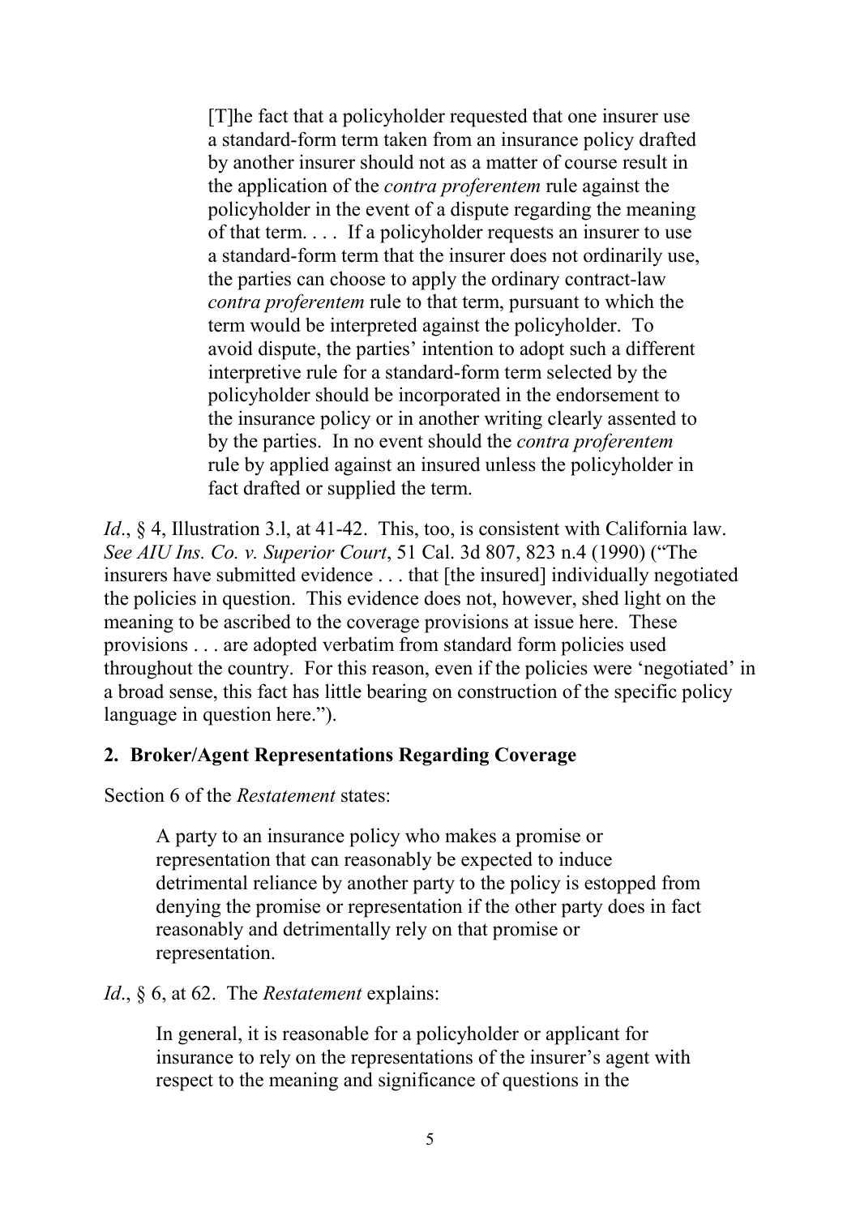> [T]he fact that a policyholder requested that one insurer use a standard-form term taken from an insurance policy drafted by another insurer should not as a matter of course result in the application of the *contra proferentem* rule against the policyholder in the event of a dispute regarding the meaning of that term. . . . If a policyholder requests an insurer to use a standard-form term that the insurer does not ordinarily use, the parties can choose to apply the ordinary contract-law *contra proferentem* rule to that term, pursuant to which the term would be interpreted against the policyholder. To avoid dispute, the parties' intention to adopt such a different interpretive rule for a standard-form term selected by the policyholder should be incorporated in the endorsement to the insurance policy or in another writing clearly assented to by the parties. In no event should the *contra proferentem* rule by applied against an insured unless the policyholder in fact drafted or supplied the term.

*Id*., § 4, Illustration 3.l, at 41-42. This, too, is consistent with California law. *See AIU Ins. Co. v. Superior Court*, 51 Cal. 3d 807, 823 n.4 (1990) ("The insurers have submitted evidence . . . that [the insured] individually negotiated the policies in question. This evidence does not, however, shed light on the meaning to be ascribed to the coverage provisions at issue here. These provisions . . . are adopted verbatim from standard form policies used throughout the country. For this reason, even if the policies were 'negotiated' in a broad sense, this fact has little bearing on construction of the specific policy language in question here.").

## 2. Broker/Agent Representations Regarding Coverage

Section 6 of the *Restatement* states:

> A party to an insurance policy who makes a promise or representation that can reasonably be expected to induce detrimental reliance by another party to the policy is estopped from denying the promise or representation if the other party does in fact reasonably and detrimentally rely on that promise or representation.

*Id*., § 6, at 62. The *Restatement* explains:

> In general, it is reasonable for a policyholder or applicant for insurance to rely on the representations of the insurer's agent with respect to the meaning and significance of questions in the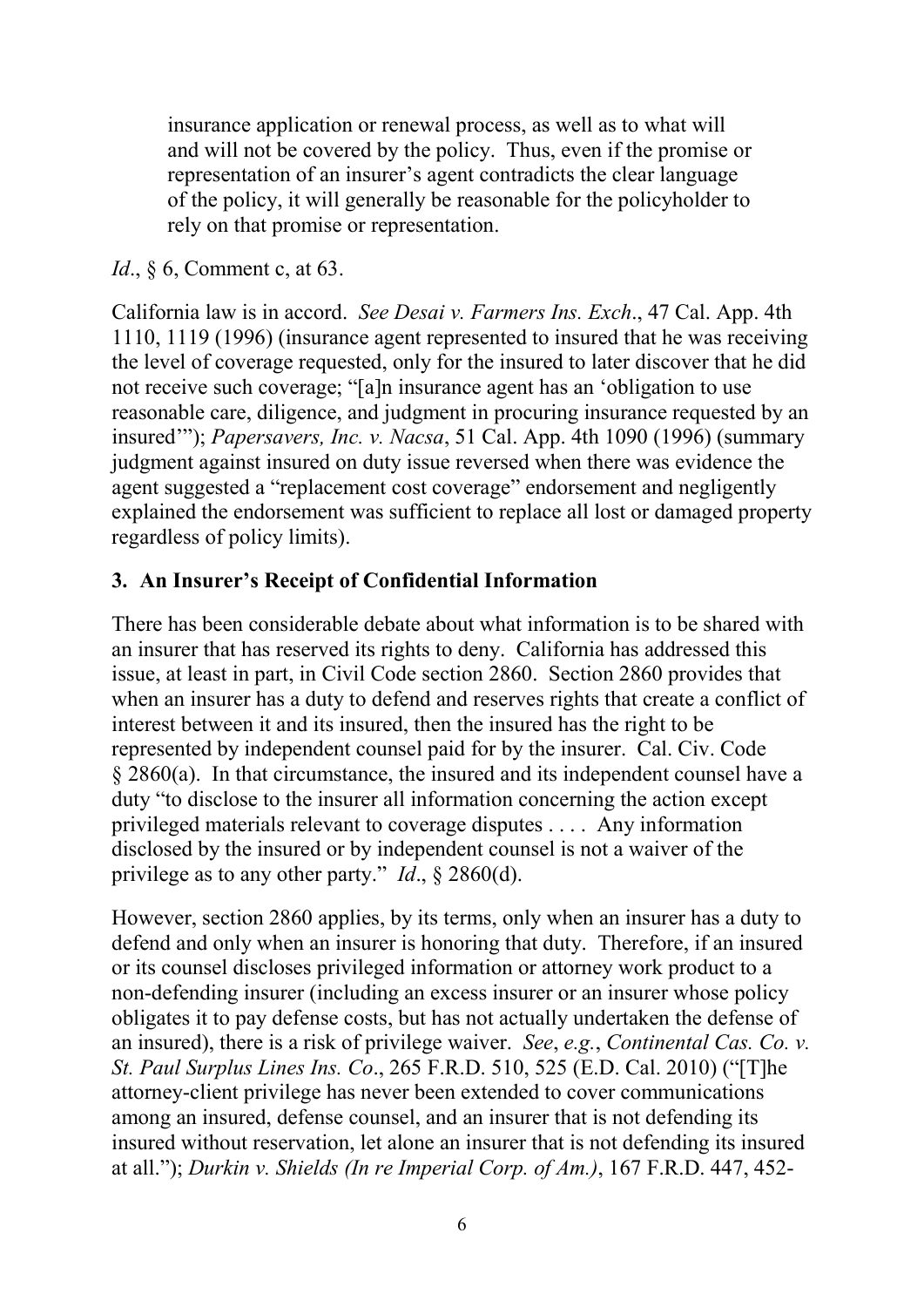> insurance application or renewal process, as well as to what will and will not be covered by the policy. Thus, even if the promise or representation of an insurer's agent contradicts the clear language of the policy, it will generally be reasonable for the policyholder to rely on that promise or representation.

*Id*., § 6, Comment c, at 63.

California law is in accord. *See Desai v. Farmers Ins. Exch*., 47 Cal. App. 4th 1110, 1119 (1996) (insurance agent represented to insured that he was receiving the level of coverage requested, only for the insured to later discover that he did not receive such coverage; "[a]n insurance agent has an 'obligation to use reasonable care, diligence, and judgment in procuring insurance requested by an insured'"); *Papersavers, Inc. v. Nacsa*, 51 Cal. App. 4th 1090 (1996) (summary judgment against insured on duty issue reversed when there was evidence the agent suggested a "replacement cost coverage" endorsement and negligently explained the endorsement was sufficient to replace all lost or damaged property regardless of policy limits).

### 3. An Insurer's Receipt of Confidential Information

There has been considerable debate about what information is to be shared with an insurer that has reserved its rights to deny. California has addressed this issue, at least in part, in Civil Code section 2860. Section 2860 provides that when an insurer has a duty to defend and reserves rights that create a conflict of interest between it and its insured, then the insured has the right to be represented by independent counsel paid for by the insurer. Cal. Civ. Code § 2860(a). In that circumstance, the insured and its independent counsel have a duty "to disclose to the insurer all information concerning the action except privileged materials relevant to coverage disputes . . . . Any information disclosed by the insured or by independent counsel is not a waiver of the privilege as to any other party." *Id*., § 2860(d).

However, section 2860 applies, by its terms, only when an insurer has a duty to defend and only when an insurer is honoring that duty. Therefore, if an insured or its counsel discloses privileged information or attorney work product to a non-defending insurer (including an excess insurer or an insurer whose policy obligates it to pay defense costs, but has not actually undertaken the defense of an insured), there is a risk of privilege waiver. *See*, *e.g.*, *Continental Cas. Co. v. St. Paul Surplus Lines Ins. Co*., 265 F.R.D. 510, 525 (E.D. Cal. 2010) ("[T]he attorney-client privilege has never been extended to cover communications among an insured, defense counsel, and an insurer that is not defending its insured without reservation, let alone an insurer that is not defending its insured at all."); *Durkin v. Shields (In re Imperial Corp. of Am.)*, 167 F.R.D. 447, 452-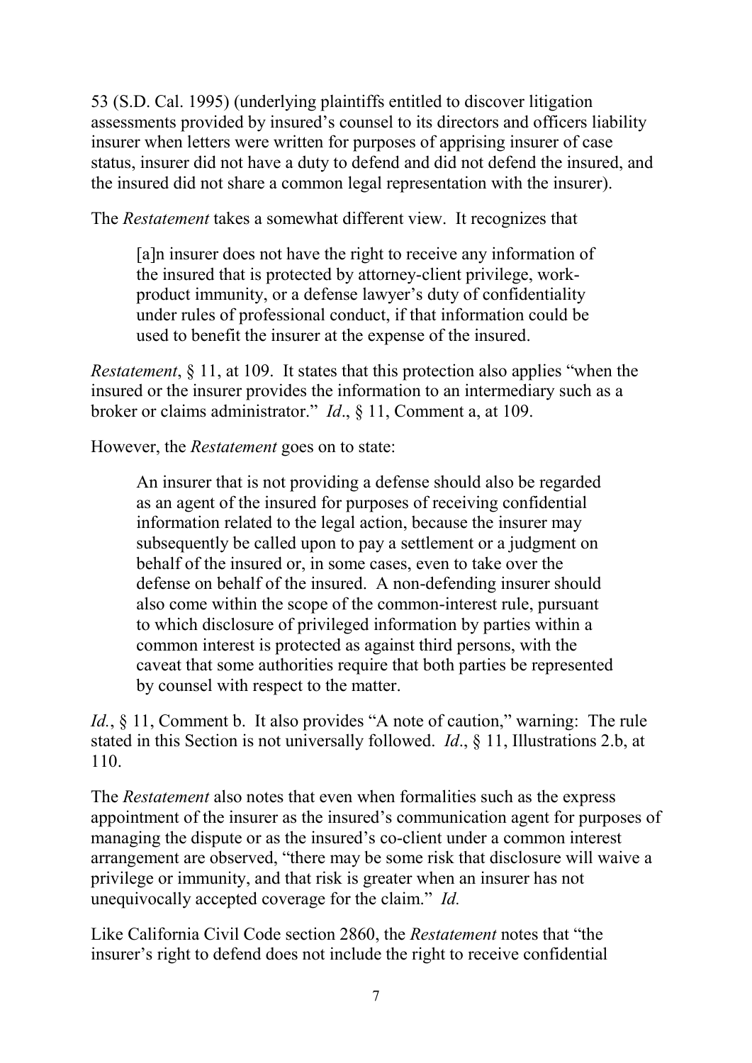53 (S.D. Cal. 1995) (underlying plaintiffs entitled to discover litigation assessments provided by insured's counsel to its directors and officers liability insurer when letters were written for purposes of apprising insurer of case status, insurer did not have a duty to defend and did not defend the insured, and the insured did not share a common legal representation with the insurer).

The *Restatement* takes a somewhat different view. It recognizes that

> [a]n insurer does not have the right to receive any information of the insured that is protected by attorney-client privilege, work-product immunity, or a defense lawyer's duty of confidentiality under rules of professional conduct, if that information could be used to benefit the insurer at the expense of the insured.

*Restatement*, § 11, at 109. It states that this protection also applies "when the insured or the insurer provides the information to an intermediary such as a broker or claims administrator." *Id*., § 11, Comment a, at 109.

However, the *Restatement* goes on to state:

> An insurer that is not providing a defense should also be regarded as an agent of the insured for purposes of receiving confidential information related to the legal action, because the insurer may subsequently be called upon to pay a settlement or a judgment on behalf of the insured or, in some cases, even to take over the defense on behalf of the insured. A non-defending insurer should also come within the scope of the common-interest rule, pursuant to which disclosure of privileged information by parties within a common interest is protected as against third persons, with the caveat that some authorities require that both parties be represented by counsel with respect to the matter.

*Id.*, § 11, Comment b. It also provides "A note of caution," warning: The rule stated in this Section is not universally followed. *Id*., § 11, Illustrations 2.b, at 110.

The *Restatement* also notes that even when formalities such as the express appointment of the insurer as the insured's communication agent for purposes of managing the dispute or as the insured's co-client under a common interest arrangement are observed, "there may be some risk that disclosure will waive a privilege or immunity, and that risk is greater when an insurer has not unequivocally accepted coverage for the claim." *Id.*

Like California Civil Code section 2860, the *Restatement* notes that "the insurer's right to defend does not include the right to receive confidential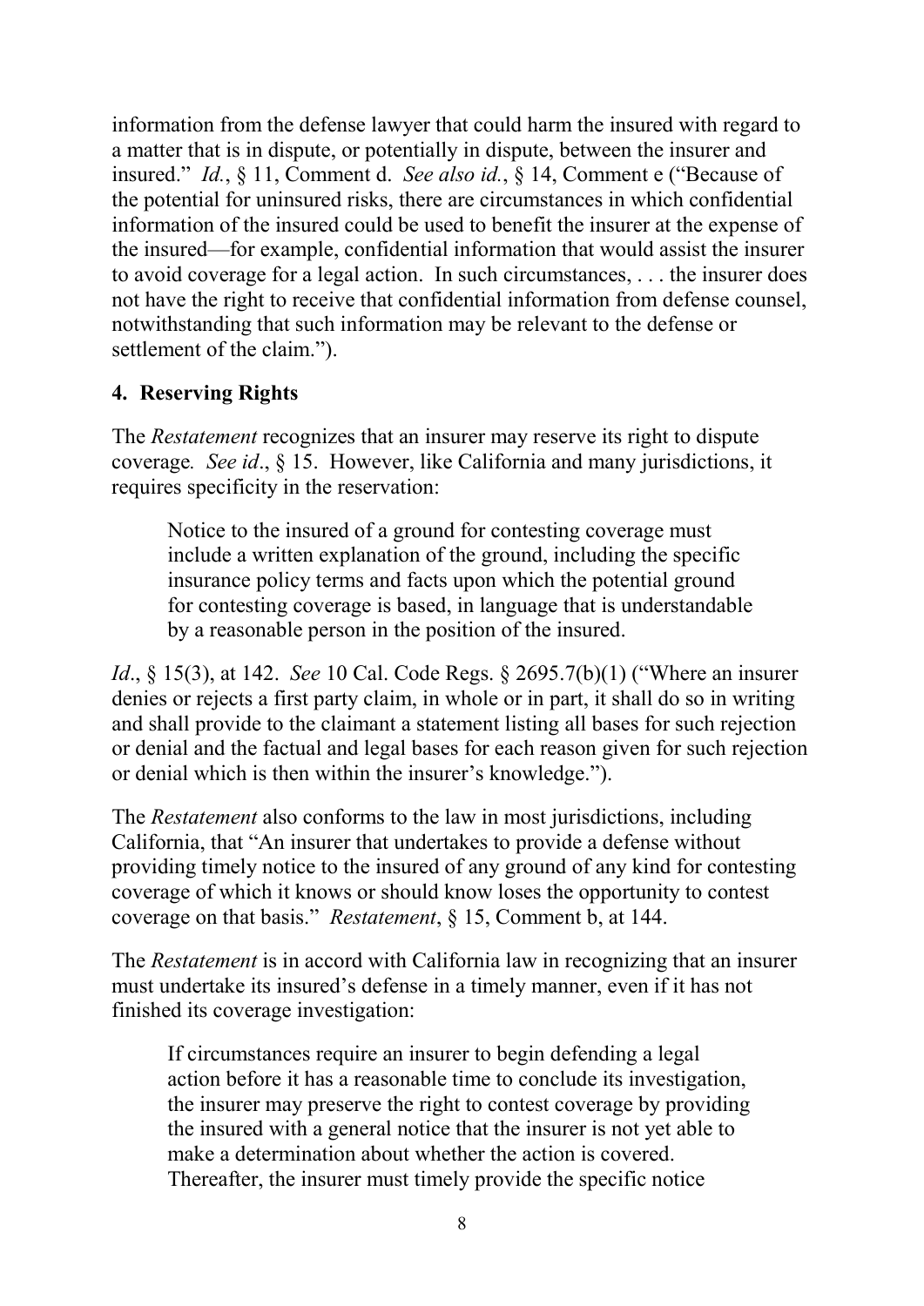information from the defense lawyer that could harm the insured with regard to a matter that is in dispute, or potentially in dispute, between the insurer and insured." *Id.*, § 11, Comment d. *See also id.*, § 14, Comment e ("Because of the potential for uninsured risks, there are circumstances in which confidential information of the insured could be used to benefit the insurer at the expense of the insured—for example, confidential information that would assist the insurer to avoid coverage for a legal action. In such circumstances, . . . the insurer does not have the right to receive that confidential information from defense counsel, notwithstanding that such information may be relevant to the defense or settlement of the claim.").

**4. Reserving Rights**

The *Restatement* recognizes that an insurer may reserve its right to dispute coverage*.* *See id*., § 15. However, like California and many jurisdictions, it requires specificity in the reservation:

> Notice to the insured of a ground for contesting coverage must include a written explanation of the ground, including the specific insurance policy terms and facts upon which the potential ground for contesting coverage is based, in language that is understandable by a reasonable person in the position of the insured.

*Id*., § 15(3), at 142. *See* 10 Cal. Code Regs. § 2695.7(b)(1) ("Where an insurer denies or rejects a first party claim, in whole or in part, it shall do so in writing and shall provide to the claimant a statement listing all bases for such rejection or denial and the factual and legal bases for each reason given for such rejection or denial which is then within the insurer's knowledge.").

The *Restatement* also conforms to the law in most jurisdictions, including California, that "An insurer that undertakes to provide a defense without providing timely notice to the insured of any ground of any kind for contesting coverage of which it knows or should know loses the opportunity to contest coverage on that basis." *Restatement*, § 15, Comment b, at 144.

The *Restatement* is in accord with California law in recognizing that an insurer must undertake its insured's defense in a timely manner, even if it has not finished its coverage investigation:

> If circumstances require an insurer to begin defending a legal action before it has a reasonable time to conclude its investigation, the insurer may preserve the right to contest coverage by providing the insured with a general notice that the insurer is not yet able to make a determination about whether the action is covered. Thereafter, the insurer must timely provide the specific notice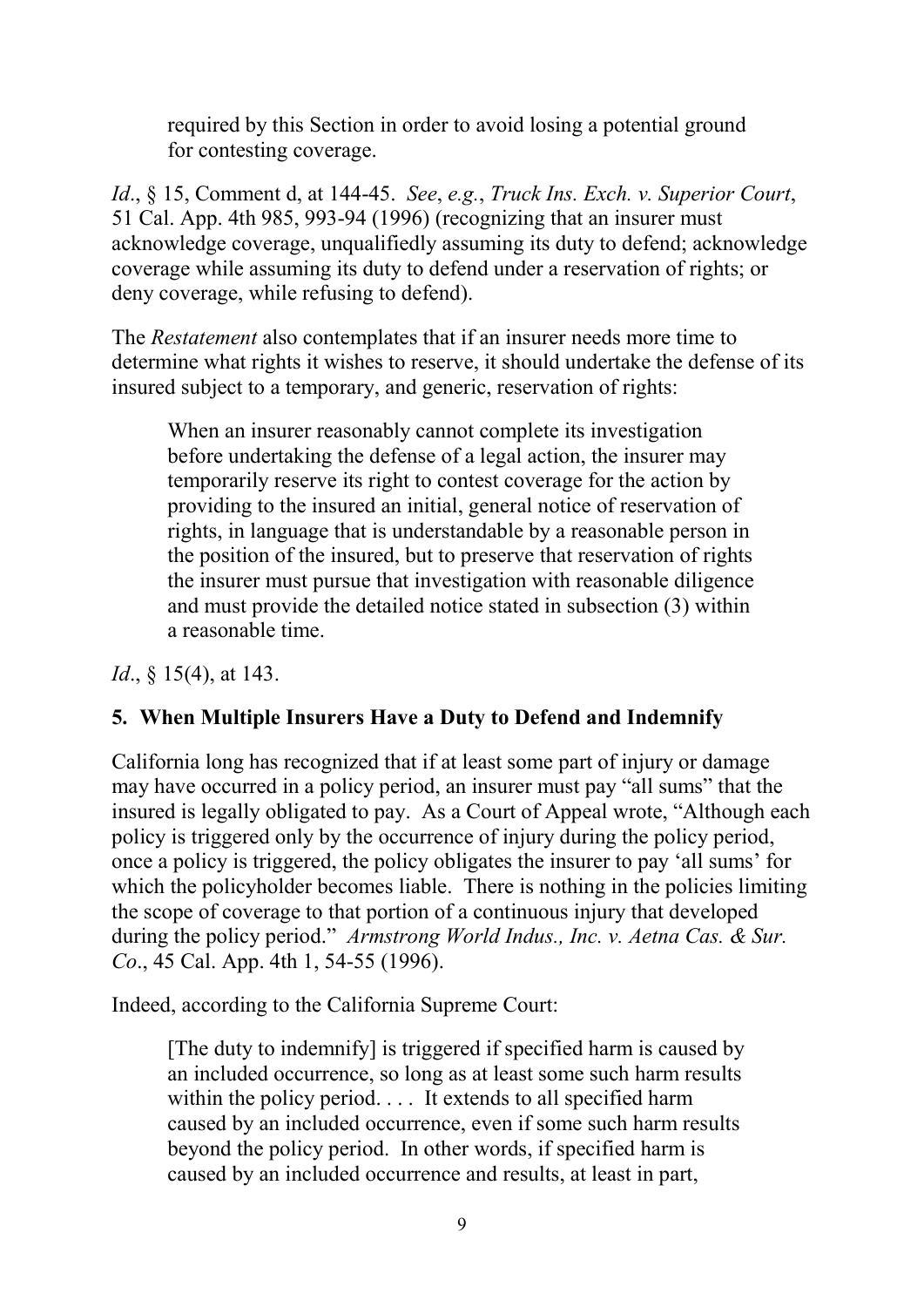> required by this Section in order to avoid losing a potential ground for contesting coverage.

*Id*., § 15, Comment d, at 144-45. *See*, *e.g.*, *Truck Ins. Exch. v. Superior Court*, 51 Cal. App. 4th 985, 993-94 (1996) (recognizing that an insurer must acknowledge coverage, unqualifiedly assuming its duty to defend; acknowledge coverage while assuming its duty to defend under a reservation of rights; or deny coverage, while refusing to defend).

The *Restatement* also contemplates that if an insurer needs more time to determine what rights it wishes to reserve, it should undertake the defense of its insured subject to a temporary, and generic, reservation of rights:

> When an insurer reasonably cannot complete its investigation before undertaking the defense of a legal action, the insurer may temporarily reserve its right to contest coverage for the action by providing to the insured an initial, general notice of reservation of rights, in language that is understandable by a reasonable person in the position of the insured, but to preserve that reservation of rights the insurer must pursue that investigation with reasonable diligence and must provide the detailed notice stated in subsection (3) within a reasonable time.

*Id*., § 15(4), at 143.

### 5. When Multiple Insurers Have a Duty to Defend and Indemnify

California long has recognized that if at least some part of injury or damage may have occurred in a policy period, an insurer must pay "all sums" that the insured is legally obligated to pay. As a Court of Appeal wrote, "Although each policy is triggered only by the occurrence of injury during the policy period, once a policy is triggered, the policy obligates the insurer to pay 'all sums' for which the policyholder becomes liable. There is nothing in the policies limiting the scope of coverage to that portion of a continuous injury that developed during the policy period." *Armstrong World Indus., Inc. v. Aetna Cas. & Sur. Co*., 45 Cal. App. 4th 1, 54-55 (1996).

Indeed, according to the California Supreme Court:

> [The duty to indemnify] is triggered if specified harm is caused by an included occurrence, so long as at least some such harm results within the policy period. . . . It extends to all specified harm caused by an included occurrence, even if some such harm results beyond the policy period. In other words, if specified harm is caused by an included occurrence and results, at least in part,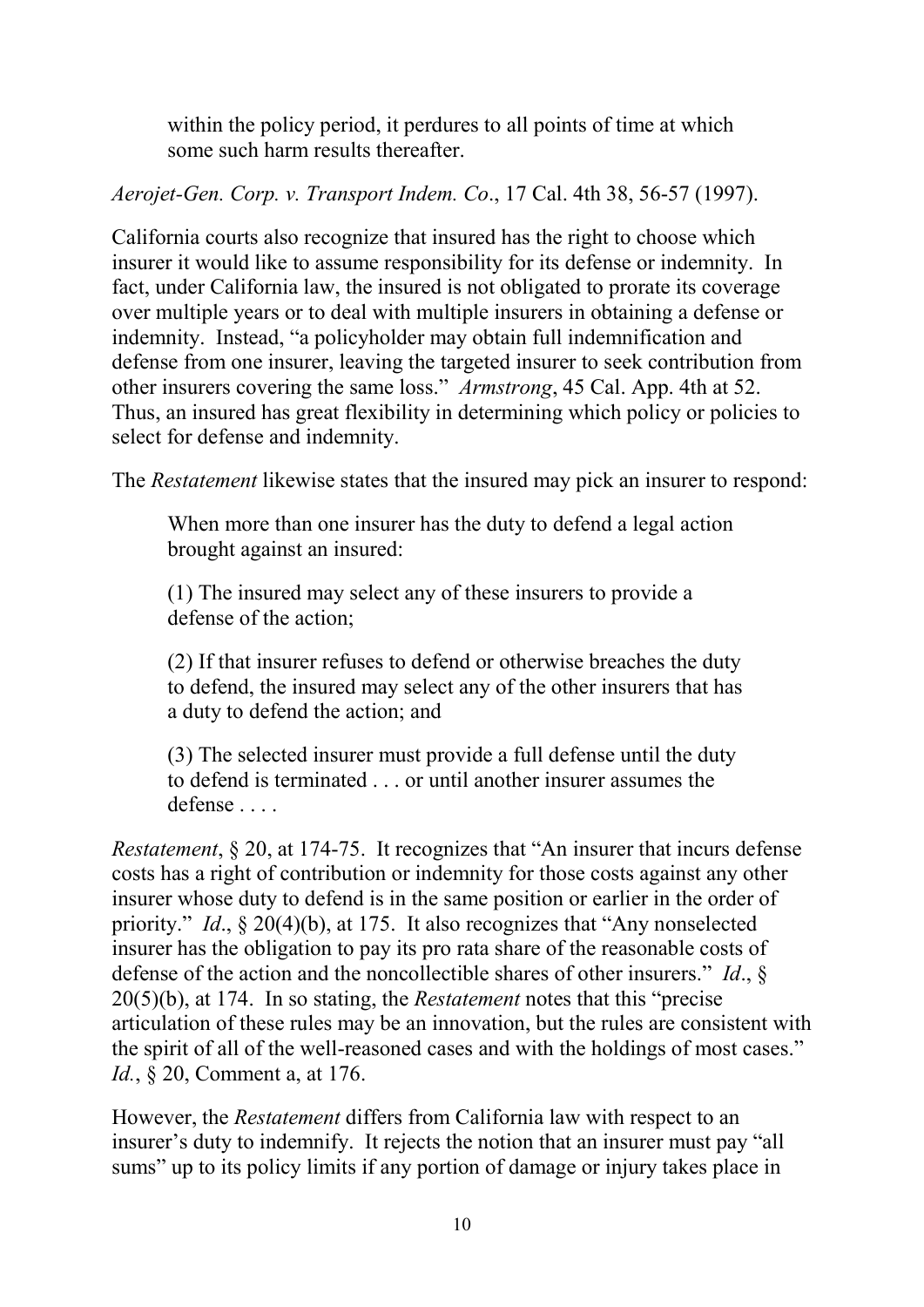> within the policy period, it perdures to all points of time at which some such harm results thereafter.

*Aerojet-Gen. Corp. v. Transport Indem. Co*., 17 Cal. 4th 38, 56-57 (1997).

California courts also recognize that insured has the right to choose which insurer it would like to assume responsibility for its defense or indemnity. In fact, under California law, the insured is not obligated to prorate its coverage over multiple years or to deal with multiple insurers in obtaining a defense or indemnity. Instead, "a policyholder may obtain full indemnification and defense from one insurer, leaving the targeted insurer to seek contribution from other insurers covering the same loss." *Armstrong*, 45 Cal. App. 4th at 52. Thus, an insured has great flexibility in determining which policy or policies to select for defense and indemnity.

The *Restatement* likewise states that the insured may pick an insurer to respond:

> When more than one insurer has the duty to defend a legal action brought against an insured:
>
> (1) The insured may select any of these insurers to provide a defense of the action;
>
> (2) If that insurer refuses to defend or otherwise breaches the duty to defend, the insured may select any of the other insurers that has a duty to defend the action; and
>
> (3) The selected insurer must provide a full defense until the duty to defend is terminated . . . or until another insurer assumes the defense . . . .

*Restatement*, § 20, at 174-75. It recognizes that "An insurer that incurs defense costs has a right of contribution or indemnity for those costs against any other insurer whose duty to defend is in the same position or earlier in the order of priority." *Id*., § 20(4)(b), at 175. It also recognizes that "Any nonselected insurer has the obligation to pay its pro rata share of the reasonable costs of defense of the action and the noncollectible shares of other insurers." *Id*., § 20(5)(b), at 174. In so stating, the *Restatement* notes that this "precise articulation of these rules may be an innovation, but the rules are consistent with the spirit of all of the well-reasoned cases and with the holdings of most cases." *Id.*, § 20, Comment a, at 176.

However, the *Restatement* differs from California law with respect to an insurer's duty to indemnify. It rejects the notion that an insurer must pay "all sums" up to its policy limits if any portion of damage or injury takes place in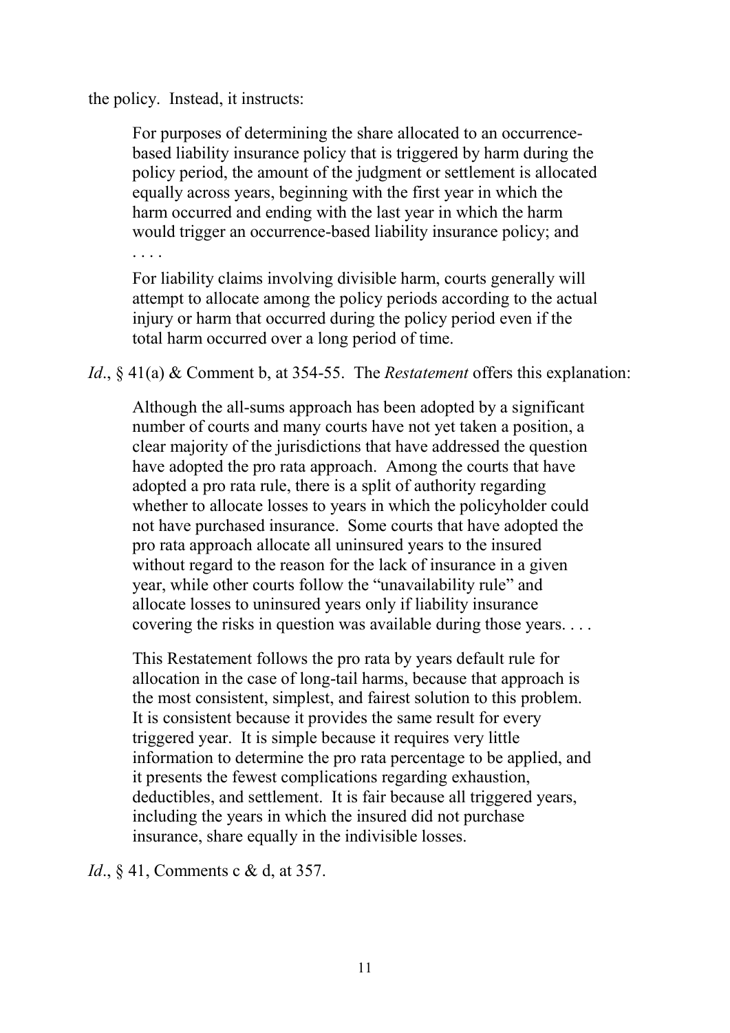the policy. Instead, it instructs:

> For purposes of determining the share allocated to an occurrence-based liability insurance policy that is triggered by harm during the policy period, the amount of the judgment or settlement is allocated equally across years, beginning with the first year in which the harm occurred and ending with the last year in which the harm would trigger an occurrence-based liability insurance policy; and
>
> . . . .
>
> For liability claims involving divisible harm, courts generally will attempt to allocate among the policy periods according to the actual injury or harm that occurred during the policy period even if the total harm occurred over a long period of time.

*Id*., § 41(a) & Comment b, at 354-55. The *Restatement* offers this explanation:

> Although the all-sums approach has been adopted by a significant number of courts and many courts have not yet taken a position, a clear majority of the jurisdictions that have addressed the question have adopted the pro rata approach. Among the courts that have adopted a pro rata rule, there is a split of authority regarding whether to allocate losses to years in which the policyholder could not have purchased insurance. Some courts that have adopted the pro rata approach allocate all uninsured years to the insured without regard to the reason for the lack of insurance in a given year, while other courts follow the "unavailability rule" and allocate losses to uninsured years only if liability insurance covering the risks in question was available during those years. . . .
>
> This Restatement follows the pro rata by years default rule for allocation in the case of long-tail harms, because that approach is the most consistent, simplest, and fairest solution to this problem. It is consistent because it provides the same result for every triggered year. It is simple because it requires very little information to determine the pro rata percentage to be applied, and it presents the fewest complications regarding exhaustion, deductibles, and settlement. It is fair because all triggered years, including the years in which the insured did not purchase insurance, share equally in the indivisible losses.

*Id*., § 41, Comments c & d, at 357.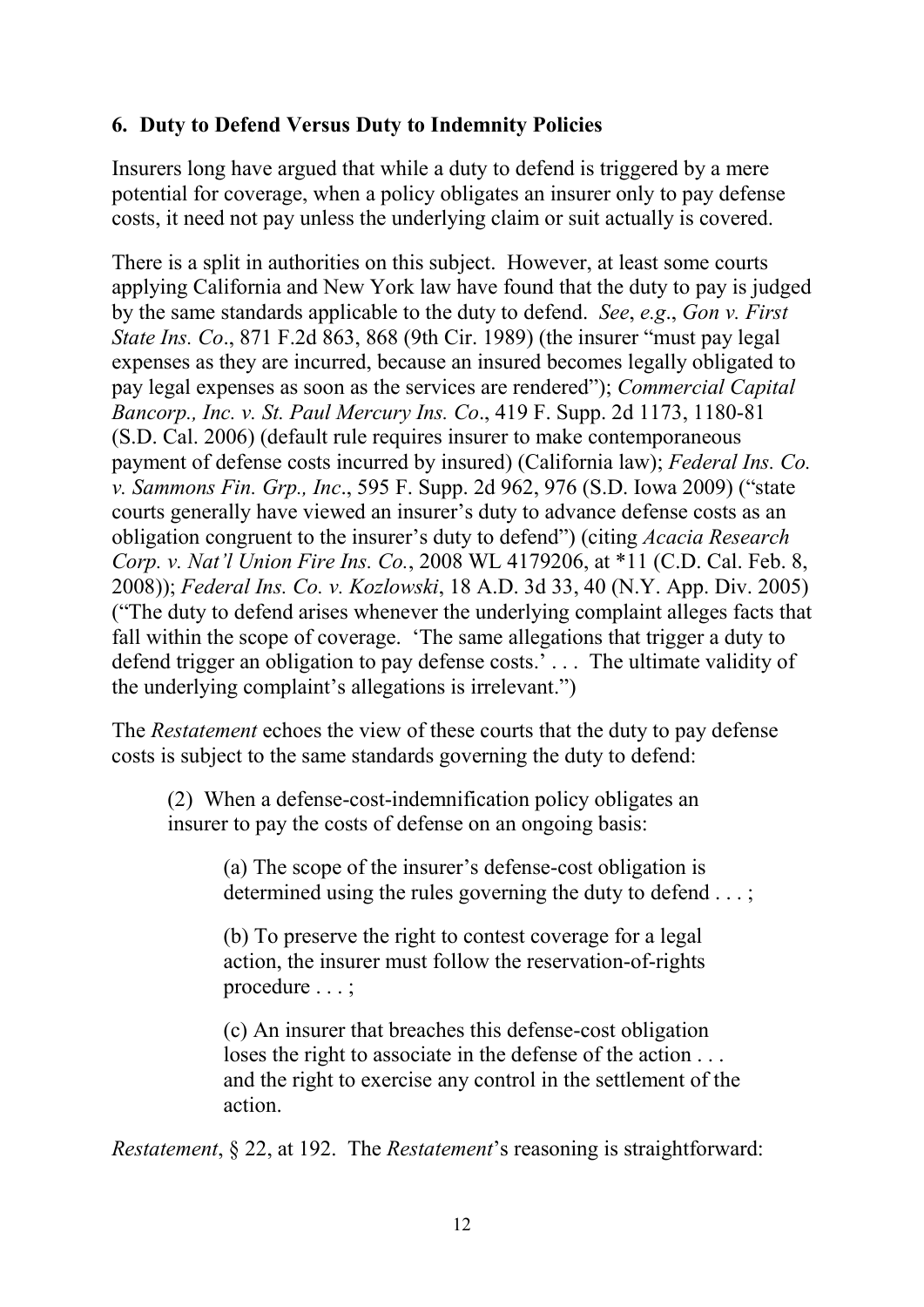### 6. Duty to Defend Versus Duty to Indemnity Policies

Insurers long have argued that while a duty to defend is triggered by a mere potential for coverage, when a policy obligates an insurer only to pay defense costs, it need not pay unless the underlying claim or suit actually is covered.

There is a split in authorities on this subject. However, at least some courts applying California and New York law have found that the duty to pay is judged by the same standards applicable to the duty to defend. *See*, *e.g*., *Gon v. First State Ins. Co*., 871 F.2d 863, 868 (9th Cir. 1989) (the insurer "must pay legal expenses as they are incurred, because an insured becomes legally obligated to pay legal expenses as soon as the services are rendered"); *Commercial Capital Bancorp., Inc. v. St. Paul Mercury Ins. Co*., 419 F. Supp. 2d 1173, 1180-81 (S.D. Cal. 2006) (default rule requires insurer to make contemporaneous payment of defense costs incurred by insured) (California law); *Federal Ins. Co. v. Sammons Fin. Grp., Inc*., 595 F. Supp. 2d 962, 976 (S.D. Iowa 2009) ("state courts generally have viewed an insurer's duty to advance defense costs as an obligation congruent to the insurer's duty to defend") (citing *Acacia Research Corp. v. Nat'l Union Fire Ins. Co.*, 2008 WL 4179206, at *11 (C.D. Cal. Feb. 8, 2008)); *Federal Ins. Co. v. Kozlowski*, 18 A.D. 3d 33, 40 (N.Y. App. Div. 2005) ("The duty to defend arises whenever the underlying complaint alleges facts that fall within the scope of coverage. 'The same allegations that trigger a duty to defend trigger an obligation to pay defense costs.' . . . The ultimate validity of the underlying complaint's allegations is irrelevant.")

The *Restatement* echoes the view of these courts that the duty to pay defense costs is subject to the same standards governing the duty to defend:

> (2) When a defense-cost-indemnification policy obligates an insurer to pay the costs of defense on an ongoing basis:
>
> > (a) The scope of the insurer's defense-cost obligation is determined using the rules governing the duty to defend . . . ;
> >
> > (b) To preserve the right to contest coverage for a legal action, the insurer must follow the reservation-of-rights procedure . . . ;
> >
> > (c) An insurer that breaches this defense-cost obligation loses the right to associate in the defense of the action . . . and the right to exercise any control in the settlement of the action.

*Restatement*, § 22, at 192. The *Restatement*'s reasoning is straightforward: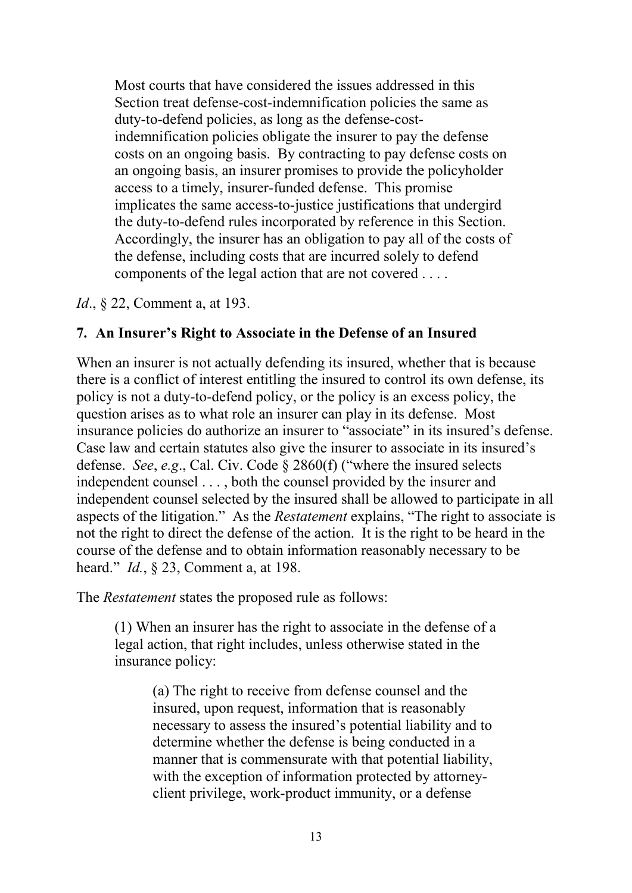> Most courts that have considered the issues addressed in this Section treat defense-cost-indemnification policies the same as duty-to-defend policies, as long as the defense-cost-indemnification policies obligate the insurer to pay the defense costs on an ongoing basis. By contracting to pay defense costs on an ongoing basis, an insurer promises to provide the policyholder access to a timely, insurer-funded defense. This promise implicates the same access-to-justice justifications that undergird the duty-to-defend rules incorporated by reference in this Section. Accordingly, the insurer has an obligation to pay all of the costs of the defense, including costs that are incurred solely to defend components of the legal action that are not covered . . . .

*Id*., § 22, Comment a, at 193.

### 7. An Insurer's Right to Associate in the Defense of an Insured

When an insurer is not actually defending its insured, whether that is because there is a conflict of interest entitling the insured to control its own defense, its policy is not a duty-to-defend policy, or the policy is an excess policy, the question arises as to what role an insurer can play in its defense. Most insurance policies do authorize an insurer to "associate" in its insured's defense. Case law and certain statutes also give the insurer to associate in its insured's defense. *See*, *e.g*., Cal. Civ. Code § 2860(f) ("where the insured selects independent counsel . . . , both the counsel provided by the insurer and independent counsel selected by the insured shall be allowed to participate in all aspects of the litigation." As the *Restatement* explains, "The right to associate is not the right to direct the defense of the action. It is the right to be heard in the course of the defense and to obtain information reasonably necessary to be heard." *Id.*, § 23, Comment a, at 198.

The *Restatement* states the proposed rule as follows:

> (1) When an insurer has the right to associate in the defense of a legal action, that right includes, unless otherwise stated in the insurance policy:
>
> > (a) The right to receive from defense counsel and the insured, upon request, information that is reasonably necessary to assess the insured's potential liability and to determine whether the defense is being conducted in a manner that is commensurate with that potential liability, with the exception of information protected by attorney-client privilege, work-product immunity, or a defense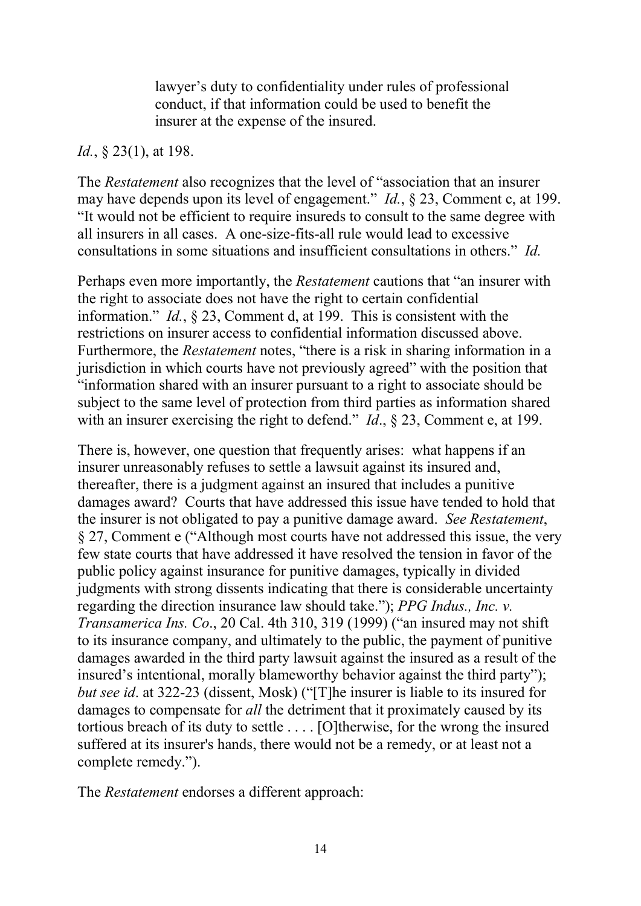> lawyer's duty to confidentiality under rules of professional conduct, if that information could be used to benefit the insurer at the expense of the insured.

*Id.*, § 23(1), at 198.

The *Restatement* also recognizes that the level of "association that an insurer may have depends upon its level of engagement." *Id.*, § 23, Comment c, at 199. "It would not be efficient to require insureds to consult to the same degree with all insurers in all cases. A one-size-fits-all rule would lead to excessive consultations in some situations and insufficient consultations in others." *Id.*

Perhaps even more importantly, the *Restatement* cautions that "an insurer with the right to associate does not have the right to certain confidential information." *Id.*, § 23, Comment d, at 199. This is consistent with the restrictions on insurer access to confidential information discussed above. Furthermore, the *Restatement* notes, "there is a risk in sharing information in a jurisdiction in which courts have not previously agreed" with the position that "information shared with an insurer pursuant to a right to associate should be subject to the same level of protection from third parties as information shared with an insurer exercising the right to defend." *Id*., § 23, Comment e, at 199.

There is, however, one question that frequently arises: what happens if an insurer unreasonably refuses to settle a lawsuit against its insured and, thereafter, there is a judgment against an insured that includes a punitive damages award? Courts that have addressed this issue have tended to hold that the insurer is not obligated to pay a punitive damage award. *See Restatement*, § 27, Comment e ("Although most courts have not addressed this issue, the very few state courts that have addressed it have resolved the tension in favor of the public policy against insurance for punitive damages, typically in divided judgments with strong dissents indicating that there is considerable uncertainty regarding the direction insurance law should take."); *PPG Indus., Inc. v. Transamerica Ins. Co*., 20 Cal. 4th 310, 319 (1999) ("an insured may not shift to its insurance company, and ultimately to the public, the payment of punitive damages awarded in the third party lawsuit against the insured as a result of the insured's intentional, morally blameworthy behavior against the third party"); *but see id*. at 322-23 (dissent, Mosk) ("[T]he insurer is liable to its insured for damages to compensate for *all* the detriment that it proximately caused by its tortious breach of its duty to settle . . . . [O]therwise, for the wrong the insured suffered at its insurer's hands, there would not be a remedy, or at least not a complete remedy.").

The *Restatement* endorses a different approach: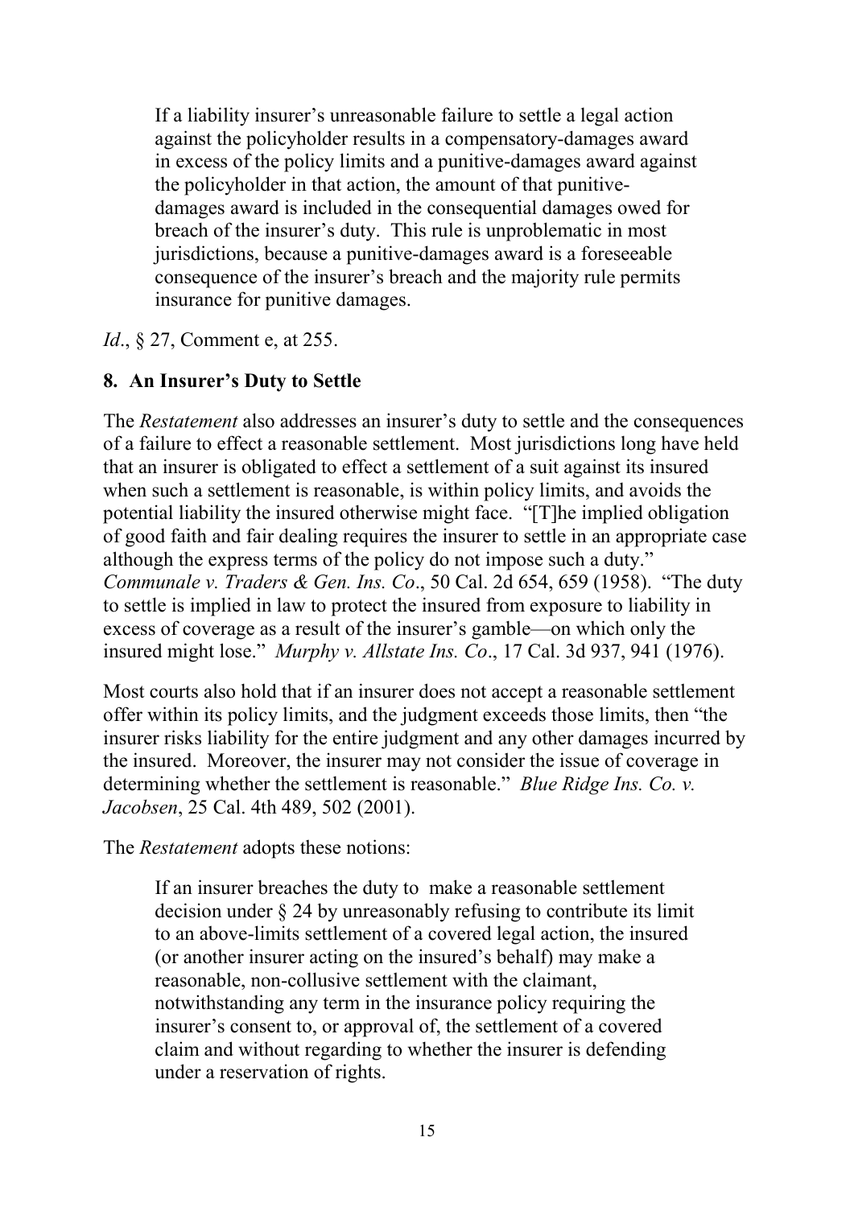> If a liability insurer's unreasonable failure to settle a legal action against the policyholder results in a compensatory-damages award in excess of the policy limits and a punitive-damages award against the policyholder in that action, the amount of that punitive-damages award is included in the consequential damages owed for breach of the insurer's duty. This rule is unproblematic in most jurisdictions, because a punitive-damages award is a foreseeable consequence of the insurer's breach and the majority rule permits insurance for punitive damages.

*Id*., § 27, Comment e, at 255.

**8. An Insurer's Duty to Settle**

The *Restatement* also addresses an insurer's duty to settle and the consequences of a failure to effect a reasonable settlement. Most jurisdictions long have held that an insurer is obligated to effect a settlement of a suit against its insured when such a settlement is reasonable, is within policy limits, and avoids the potential liability the insured otherwise might face. "[T]he implied obligation of good faith and fair dealing requires the insurer to settle in an appropriate case although the express terms of the policy do not impose such a duty." *Communale v. Traders & Gen. Ins. Co*., 50 Cal. 2d 654, 659 (1958). "The duty to settle is implied in law to protect the insured from exposure to liability in excess of coverage as a result of the insurer's gamble—on which only the insured might lose." *Murphy v. Allstate Ins. Co*., 17 Cal. 3d 937, 941 (1976).

Most courts also hold that if an insurer does not accept a reasonable settlement offer within its policy limits, and the judgment exceeds those limits, then "the insurer risks liability for the entire judgment and any other damages incurred by the insured. Moreover, the insurer may not consider the issue of coverage in determining whether the settlement is reasonable." *Blue Ridge Ins. Co. v. Jacobsen*, 25 Cal. 4th 489, 502 (2001).

The *Restatement* adopts these notions:

> If an insurer breaches the duty to make a reasonable settlement decision under § 24 by unreasonably refusing to contribute its limit to an above-limits settlement of a covered legal action, the insured (or another insurer acting on the insured's behalf) may make a reasonable, non-collusive settlement with the claimant, notwithstanding any term in the insurance policy requiring the insurer's consent to, or approval of, the settlement of a covered claim and without regarding to whether the insurer is defending under a reservation of rights.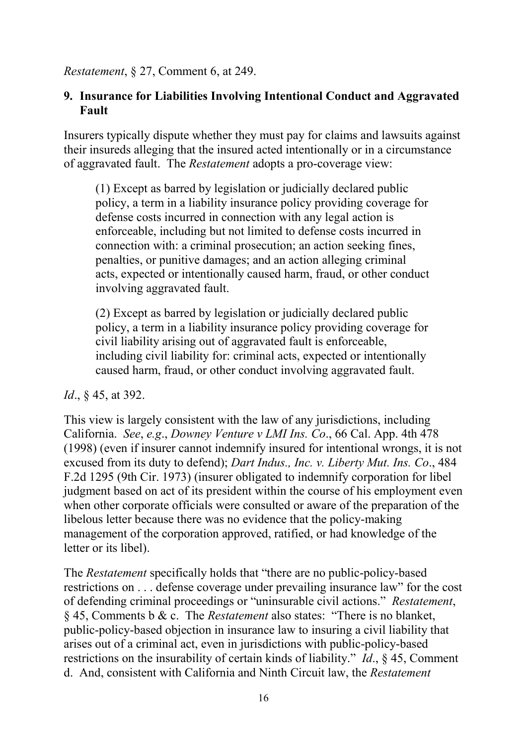*Restatement*, § 27, Comment 6, at 249.

## 9. Insurance for Liabilities Involving Intentional Conduct and Aggravated Fault

Insurers typically dispute whether they must pay for claims and lawsuits against their insureds alleging that the insured acted intentionally or in a circumstance of aggravated fault. The *Restatement* adopts a pro-coverage view:

> (1) Except as barred by legislation or judicially declared public policy, a term in a liability insurance policy providing coverage for defense costs incurred in connection with any legal action is enforceable, including but not limited to defense costs incurred in connection with: a criminal prosecution; an action seeking fines, penalties, or punitive damages; and an action alleging criminal acts, expected or intentionally caused harm, fraud, or other conduct involving aggravated fault.
>
> (2) Except as barred by legislation or judicially declared public policy, a term in a liability insurance policy providing coverage for civil liability arising out of aggravated fault is enforceable, including civil liability for: criminal acts, expected or intentionally caused harm, fraud, or other conduct involving aggravated fault.

*Id*., § 45, at 392.

This view is largely consistent with the law of any jurisdictions, including California. *See*, *e.g*., *Downey Venture v LMI Ins. Co*., 66 Cal. App. 4th 478 (1998) (even if insurer cannot indemnify insured for intentional wrongs, it is not excused from its duty to defend); *Dart Indus., Inc. v. Liberty Mut. Ins. Co*., 484 F.2d 1295 (9th Cir. 1973) (insurer obligated to indemnify corporation for libel judgment based on act of its president within the course of his employment even when other corporate officials were consulted or aware of the preparation of the libelous letter because there was no evidence that the policy-making management of the corporation approved, ratified, or had knowledge of the letter or its libel).

The *Restatement* specifically holds that "there are no public-policy-based restrictions on . . . defense coverage under prevailing insurance law" for the cost of defending criminal proceedings or "uninsurable civil actions." *Restatement*, § 45, Comments b & c. The *Restatement* also states: "There is no blanket, public-policy-based objection in insurance law to insuring a civil liability that arises out of a criminal act, even in jurisdictions with public-policy-based restrictions on the insurability of certain kinds of liability." *Id*., § 45, Comment d. And, consistent with California and Ninth Circuit law, the *Restatement*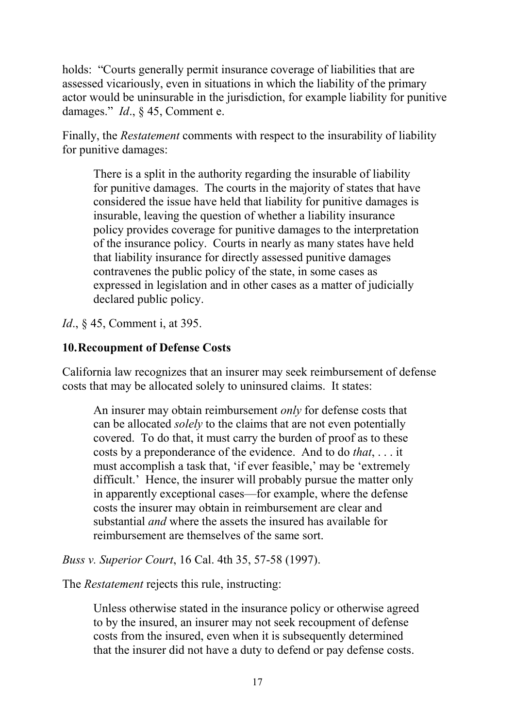holds: "Courts generally permit insurance coverage of liabilities that are assessed vicariously, even in situations in which the liability of the primary actor would be uninsurable in the jurisdiction, for example liability for punitive damages." *Id*., § 45, Comment e.

Finally, the *Restatement* comments with respect to the insurability of liability for punitive damages:

> There is a split in the authority regarding the insurable of liability for punitive damages. The courts in the majority of states that have considered the issue have held that liability for punitive damages is insurable, leaving the question of whether a liability insurance policy provides coverage for punitive damages to the interpretation of the insurance policy. Courts in nearly as many states have held that liability insurance for directly assessed punitive damages contravenes the public policy of the state, in some cases as expressed in legislation and in other cases as a matter of judicially declared public policy.

*Id*., § 45, Comment i, at 395.

### 10. Recoupment of Defense Costs

California law recognizes that an insurer may seek reimbursement of defense costs that may be allocated solely to uninsured claims. It states:

> An insurer may obtain reimbursement *only* for defense costs that can be allocated *solely* to the claims that are not even potentially covered. To do that, it must carry the burden of proof as to these costs by a preponderance of the evidence. And to do *that*, . . . it must accomplish a task that, 'if ever feasible,' may be 'extremely difficult.' Hence, the insurer will probably pursue the matter only in apparently exceptional cases—for example, where the defense costs the insurer may obtain in reimbursement are clear and substantial *and* where the assets the insured has available for reimbursement are themselves of the same sort.

*Buss v. Superior Court*, 16 Cal. 4th 35, 57-58 (1997).

The *Restatement* rejects this rule, instructing:

> Unless otherwise stated in the insurance policy or otherwise agreed to by the insured, an insurer may not seek recoupment of defense costs from the insured, even when it is subsequently determined that the insurer did not have a duty to defend or pay defense costs.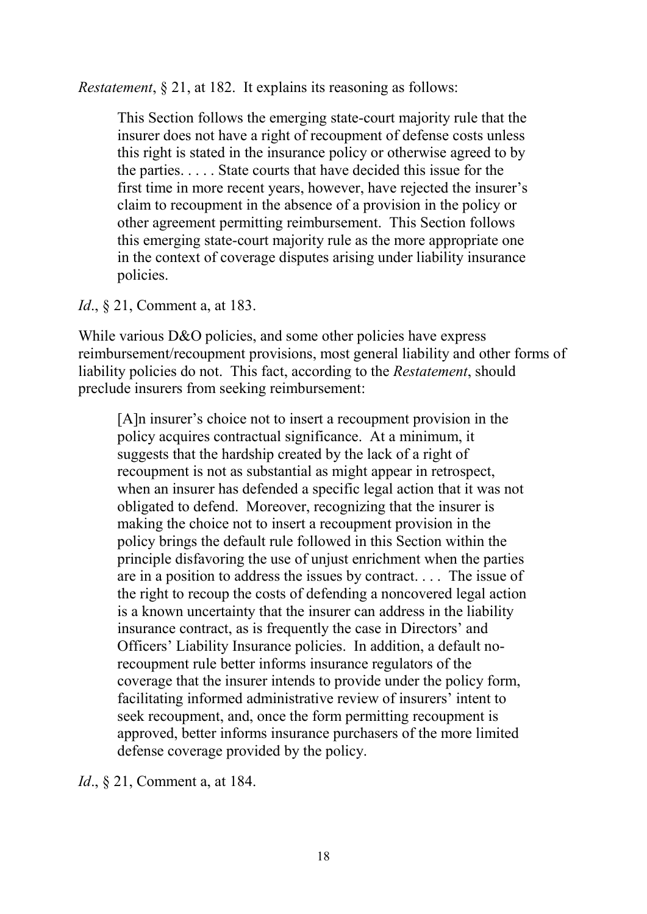*Restatement*, § 21, at 182. It explains its reasoning as follows:

> This Section follows the emerging state-court majority rule that the insurer does not have a right of recoupment of defense costs unless this right is stated in the insurance policy or otherwise agreed to by the parties. . . . . State courts that have decided this issue for the first time in more recent years, however, have rejected the insurer's claim to recoupment in the absence of a provision in the policy or other agreement permitting reimbursement. This Section follows this emerging state-court majority rule as the more appropriate one in the context of coverage disputes arising under liability insurance policies.

*Id*., § 21, Comment a, at 183.

While various D&O policies, and some other policies have express reimbursement/recoupment provisions, most general liability and other forms of liability policies do not. This fact, according to the *Restatement*, should preclude insurers from seeking reimbursement:

> [A]n insurer's choice not to insert a recoupment provision in the policy acquires contractual significance. At a minimum, it suggests that the hardship created by the lack of a right of recoupment is not as substantial as might appear in retrospect, when an insurer has defended a specific legal action that it was not obligated to defend. Moreover, recognizing that the insurer is making the choice not to insert a recoupment provision in the policy brings the default rule followed in this Section within the principle disfavoring the use of unjust enrichment when the parties are in a position to address the issues by contract. . . . The issue of the right to recoup the costs of defending a noncovered legal action is a known uncertainty that the insurer can address in the liability insurance contract, as is frequently the case in Directors' and Officers' Liability Insurance policies. In addition, a default no-recoupment rule better informs insurance regulators of the coverage that the insurer intends to provide under the policy form, facilitating informed administrative review of insurers' intent to seek recoupment, and, once the form permitting recoupment is approved, better informs insurance purchasers of the more limited defense coverage provided by the policy.

*Id*., § 21, Comment a, at 184.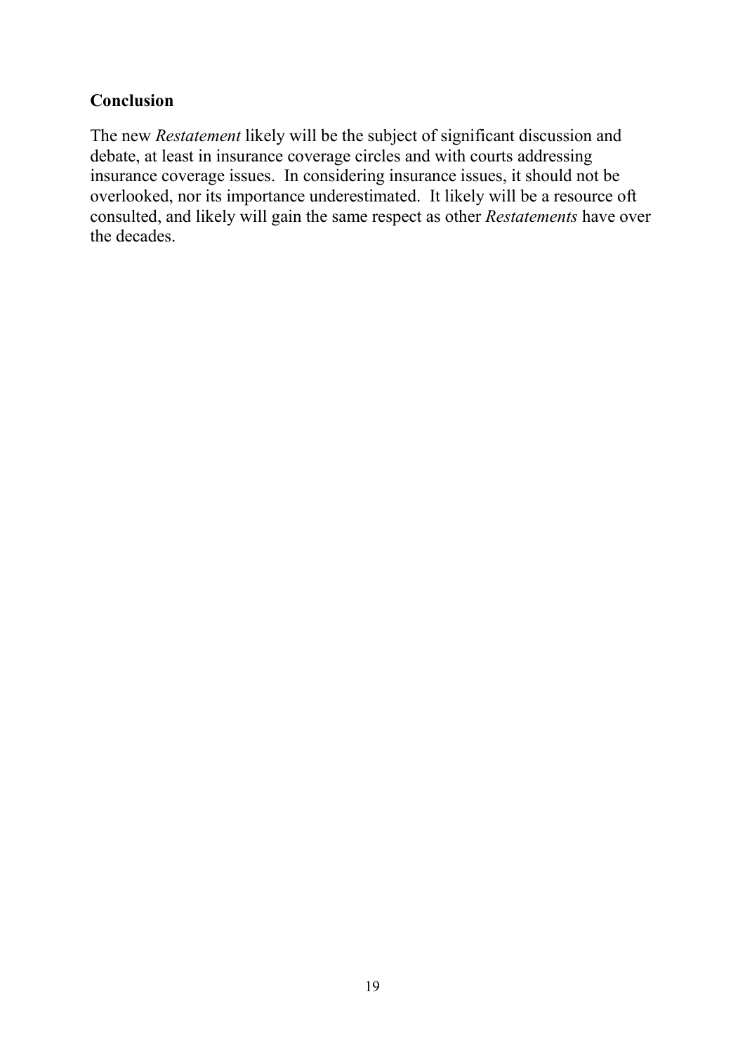## Conclusion

The new *Restatement* likely will be the subject of significant discussion and debate, at least in insurance coverage circles and with courts addressing insurance coverage issues. In considering insurance issues, it should not be overlooked, nor its importance underestimated. It likely will be a resource oft consulted, and likely will gain the same respect as other *Restatements* have over the decades.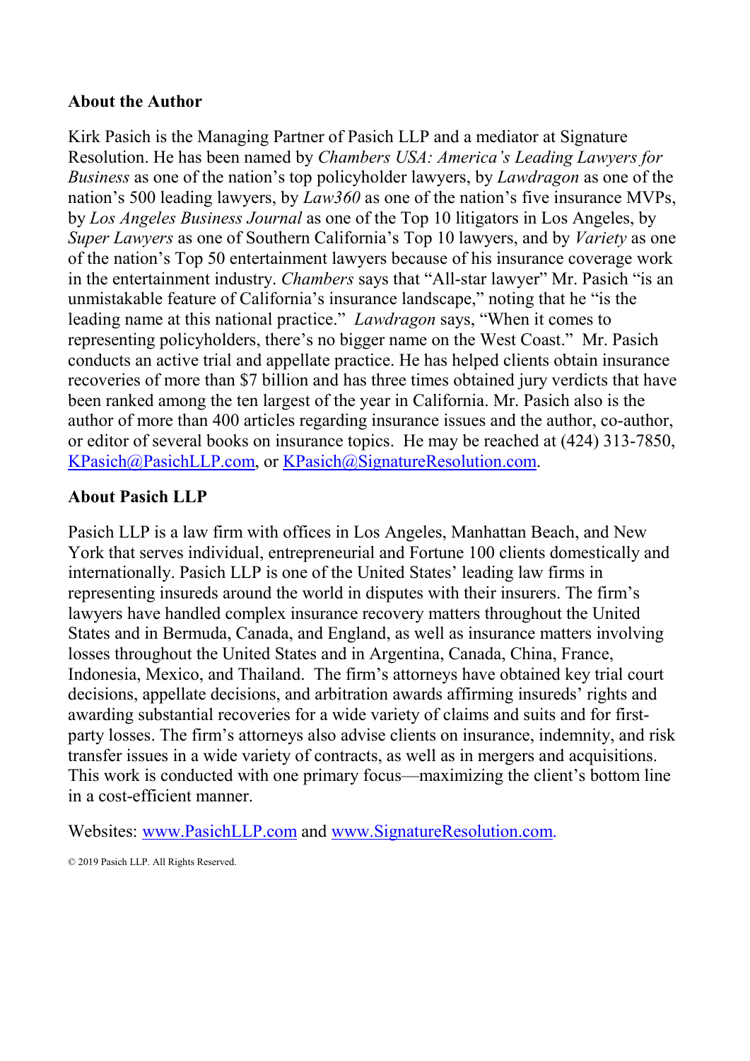**About the Author**

Kirk Pasich is the Managing Partner of Pasich LLP and a mediator at Signature Resolution. He has been named by *Chambers USA: America's Leading Lawyers for Business* as one of the nation's top policyholder lawyers, by *Lawdragon* as one of the nation's 500 leading lawyers, by *Law360* as one of the nation's five insurance MVPs, by *Los Angeles Business Journal* as one of the Top 10 litigators in Los Angeles, by *Super Lawyers* as one of Southern California's Top 10 lawyers, and by *Variety* as one of the nation's Top 50 entertainment lawyers because of his insurance coverage work in the entertainment industry. *Chambers* says that "All-star lawyer" Mr. Pasich "is an unmistakable feature of California's insurance landscape," noting that he "is the leading name at this national practice." *Lawdragon* says, "When it comes to representing policyholders, there's no bigger name on the West Coast." Mr. Pasich conducts an active trial and appellate practice. He has helped clients obtain insurance recoveries of more than $7 billion and has three times obtained jury verdicts that have been ranked among the ten largest of the year in California. Mr. Pasich also is the author of more than 400 articles regarding insurance issues and the author, co-author, or editor of several books on insurance topics. He may be reached at (424) 313-7850, KPasich@PasichLLP.com, or KPasich@SignatureResolution.com.

**About Pasich LLP**

Pasich LLP is a law firm with offices in Los Angeles, Manhattan Beach, and New York that serves individual, entrepreneurial and Fortune 100 clients domestically and internationally. Pasich LLP is one of the United States' leading law firms in representing insureds around the world in disputes with their insurers. The firm's lawyers have handled complex insurance recovery matters throughout the United States and in Bermuda, Canada, and England, as well as insurance matters involving losses throughout the United States and in Argentina, Canada, China, France, Indonesia, Mexico, and Thailand. The firm's attorneys have obtained key trial court decisions, appellate decisions, and arbitration awards affirming insureds' rights and awarding substantial recoveries for a wide variety of claims and suits and for first-party losses. The firm's attorneys also advise clients on insurance, indemnity, and risk transfer issues in a wide variety of contracts, as well as in mergers and acquisitions. This work is conducted with one primary focus—maximizing the client's bottom line in a cost-efficient manner.

Websites: www.PasichLLP.com and www.SignatureResolution.com.

© 2019 Pasich LLP. All Rights Reserved.